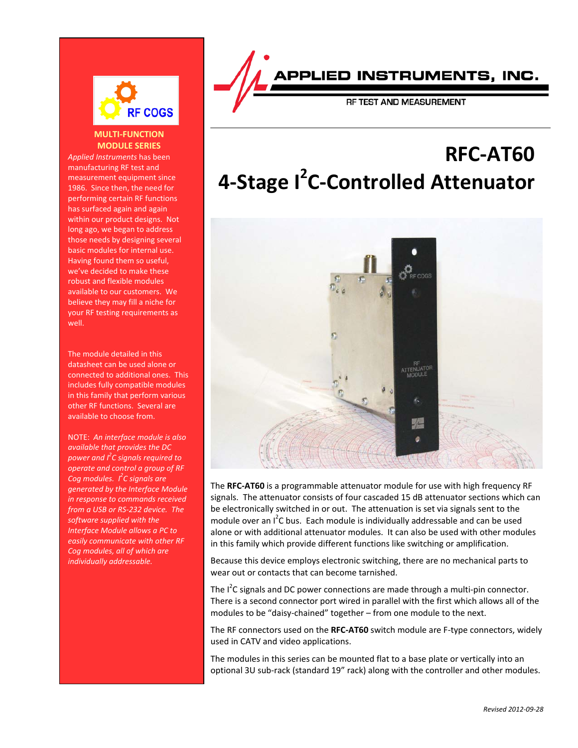RF COGS

**MULTI-FUNCTION MODULE SERIES**

*Applied Instruments* has been manufacturing RF test and measurement equipment since 1986. Since then, the need for performing certain RF functions has surfaced again and again within our product designs. Not long ago, we began to address those needs by designing several basic modules for internal use. Having found them so useful, we've decided to make these robust and flexible modules available to our customers. We believe they may fill a niche for your RF testing requirements as well.

The module detailed in this datasheet can be used alone or connected to additional ones. This includes fully compatible modules in this family that perform various other RF functions. Several are available to choose from.

NOTE: *An interface module is also available that provides the DC power and I²C signals required to operate and control a group of RF Cog modules. I²C signals are generated by the Interface Module in response to commands received from a USB or RS-232 device. The software supplied with the Interface Module allows a PC to easily communicate with other RF Cog modules, all of which are individually addressable.*

APPLIED INSTRUMENTS, INC.

RF TEST AND MEASUREMENT

# RFC-AT60

# 4-Stage I²C-Controlled Attenuator

The **RFC-AT60** is a programmable attenuator module for use with high frequency RF signals. The attenuator consists of four cascaded 15 dB attenuator sections which can be electronically switched in or out. The attenuation is set via signals sent to the module over an I²C bus. Each module is individually addressable and can be used alone or with additional attenuator modules. It can also be used with other modules in this family which provide different functions like switching or amplification.

Because this device employs electronic switching, there are no mechanical parts to wear out or contacts that can become tarnished.

The I²C signals and DC power connections are made through a multi-pin connector. There is a second connector port wired in parallel with the first which allows all of the modules to be "daisy-chained" together – from one module to the next.

The RF connectors used on the **RFC-AT60** switch module are F-type connectors, widely used in CATV and video applications.

The modules in this series can be mounted flat to a base plate or vertically into an optional 3U sub-rack (standard 19" rack) along with the controller and other modules.

*Revised 2012-09-28*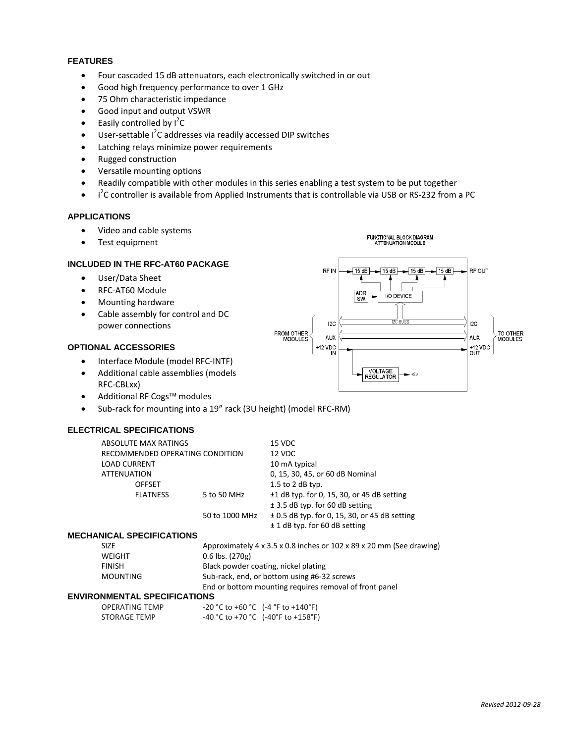### FEATURES

- Four cascaded 15 dB attenuators, each electronically switched in or out
- Good high frequency performance to over 1 GHz
- 75 Ohm characteristic impedance
- Good input and output VSWR
- Easily controlled by $I^2C$
- User-settable $I^2C$ addresses via readily accessed DIP switches
- Latching relays minimize power requirements
- Rugged construction
- Versatile mounting options
- Readily compatible with other modules in this series enabling a test system to be put together
- $I^2C$ controller is available from Applied Instruments that is controllable via USB or RS-232 from a PC

### APPLICATIONS

- Video and cable systems
- Test equipment

FUNCTIONAL BLOCK DIAGRAM
ATTENUATION MODULE

RF IN → 15 dB → 15 dB → 15 dB → 15 dB → RF OUT

ADR SW → I/O DEVICE

FROM OTHER MODULES: I2C, AUX, +12 VDC IN — I2C BUSS — TO OTHER MODULES: I2C, AUX, +12 VDC OUT

VOLTAGE REGULATOR → +5V

### INCLUDED IN THE RFC-AT60 PACKAGE

- User/Data Sheet
- RFC-AT60 Module
- Mounting hardware
- Cable assembly for control and DC power connections

### OPTIONAL ACCESSORIES

- Interface Module (model RFC-INTF)
- Additional cable assemblies (models RFC-CBLxx)
- Additional RF Cogs™ modules
- Sub-rack for mounting into a 19" rack (3U height) (model RFC-RM)

### ELECTRICAL SPECIFICATIONS

| | | |
|---|---|---|
| ABSOLUTE MAX RATINGS | | 15 VDC |
| RECOMMENDED OPERATING CONDITION | | 12 VDC |
| LOAD CURRENT | | 10 mA typical |
| ATTENUATION | | 0, 15, 30, 45, or 60 dB Nominal |
| OFFSET | | 1.5 to 2 dB typ. |
| FLATNESS | 5 to 50 MHz | ±1 dB typ. for 0, 15, 30, or 45 dB setting |
| | | ± 3.5 dB typ. for 60 dB setting |
| | 50 to 1000 MHz | ± 0.5 dB typ. for 0, 15, 30, or 45 dB setting |
| | | ± 1 dB typ. for 60 dB setting |

### MECHANICAL SPECIFICATIONS

| | |
|---|---|
| SIZE | Approximately 4 x 3.5 x 0.8 inches or 102 x 89 x 20 mm (See drawing) |
| WEIGHT | 0.6 lbs. (270g) |
| FINISH | Black powder coating, nickel plating |
| MOUNTING | Sub-rack, end, or bottom using #6-32 screws |
| | End or bottom mounting requires removal of front panel |

### ENVIRONMENTAL SPECIFICATIONS

| | |
|---|---|
| OPERATING TEMP | -20 °C to +60 °C (-4 °F to +140°F) |
| STORAGE TEMP | -40 °C to +70 °C (-40°F to +158°F) |

*Revised 2012-09-28*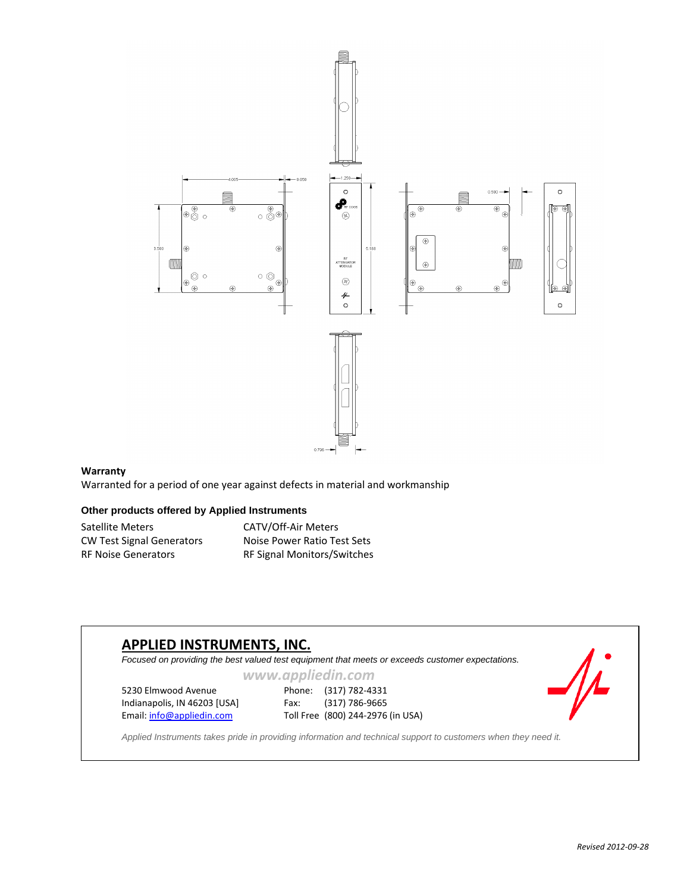4.005

0.050

1.250

0.500

3.500

6.188

RF CODE

RF ATTENUATOR MODULE

0.796

**Warranty**

Warranted for a period of one year against defects in material and workmanship

**Other products offered by Applied Instruments**

| | |
|---|---|
| Satellite Meters | CATV/Off-Air Meters |
| CW Test Signal Generators | Noise Power Ratio Test Sets |
| RF Noise Generators | RF Signal Monitors/Switches |

## APPLIED INSTRUMENTS, INC.

*Focused on providing the best valued test equipment that meets or exceeds customer expectations.*

***www.appliedin.com***

5230 Elmwood Avenue
Indianapolis, IN 46203 [USA]
Email: info@appliedin.com

Phone: (317) 782-4331
Fax: (317) 786-9665
Toll Free (800) 244-2976 (in USA)

*Applied Instruments takes pride in providing information and technical support to customers when they need it.*

*Revised 2012-09-28*